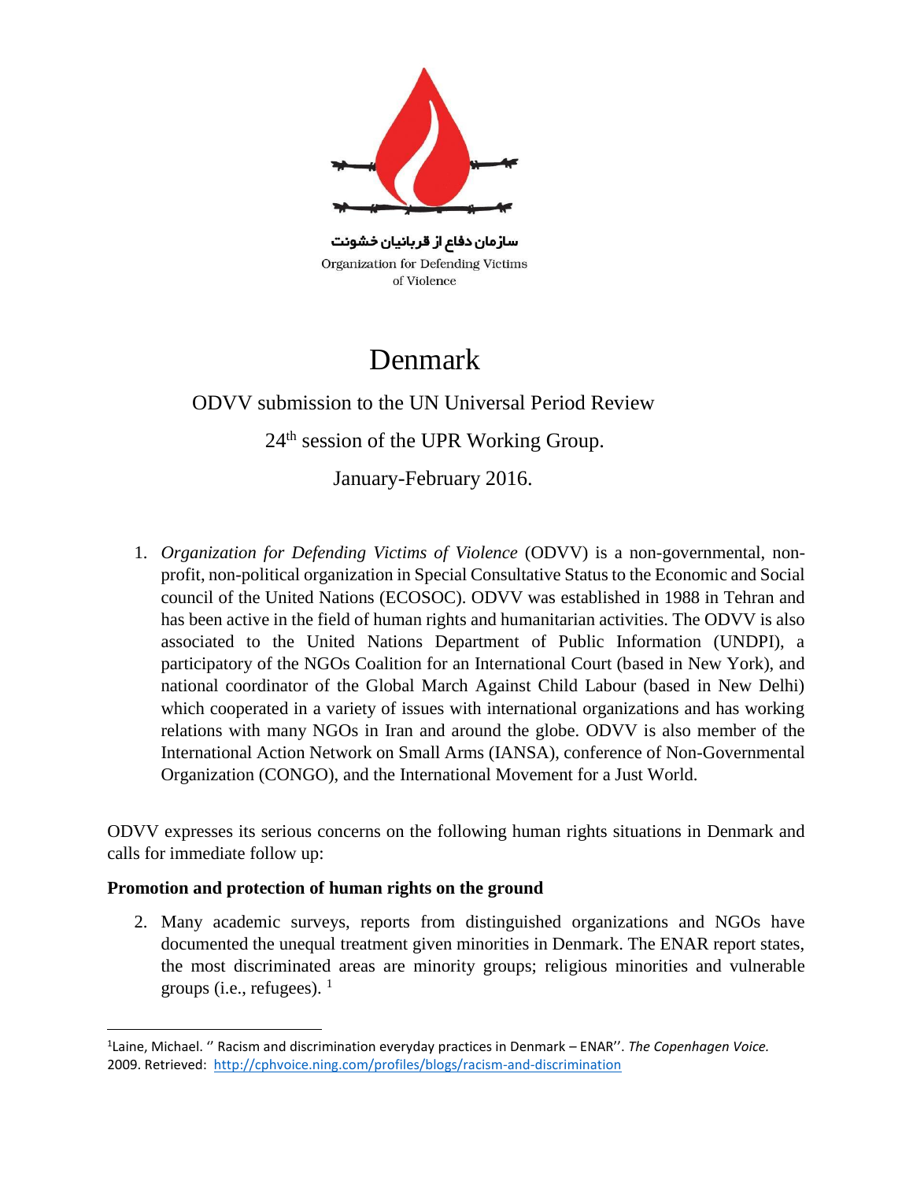سازمان دفاع از قربانیان خشونت

Organization for Defending Victims of Violence

# Denmark

ODVV submission to the UN Universal Period Review

24th session of the UPR Working Group.

January-February 2016.

1. *Organization for Defending Victims of Violence* (ODVV) is a non-governmental, non-profit, non-political organization in Special Consultative Status to the Economic and Social council of the United Nations (ECOSOC). ODVV was established in 1988 in Tehran and has been active in the field of human rights and humanitarian activities. The ODVV is also associated to the United Nations Department of Public Information (UNDPI), a participatory of the NGOs Coalition for an International Court (based in New York), and national coordinator of the Global March Against Child Labour (based in New Delhi) which cooperated in a variety of issues with international organizations and has working relations with many NGOs in Iran and around the globe. ODVV is also member of the International Action Network on Small Arms (IANSA), conference of Non-Governmental Organization (CONGO), and the International Movement for a Just World.

ODVV expresses its serious concerns on the following human rights situations in Denmark and calls for immediate follow up:

**Promotion and protection of human rights on the ground**

2. Many academic surveys, reports from distinguished organizations and NGOs have documented the unequal treatment given minorities in Denmark. The ENAR report states, the most discriminated areas are minority groups; religious minorities and vulnerable groups (i.e., refugees). [1]

[1] Laine, Michael. '' Racism and discrimination everyday practices in Denmark – ENAR''. *The Copenhagen Voice.* 2009. Retrieved: http://cphvoice.ning.com/profiles/blogs/racism-and-discrimination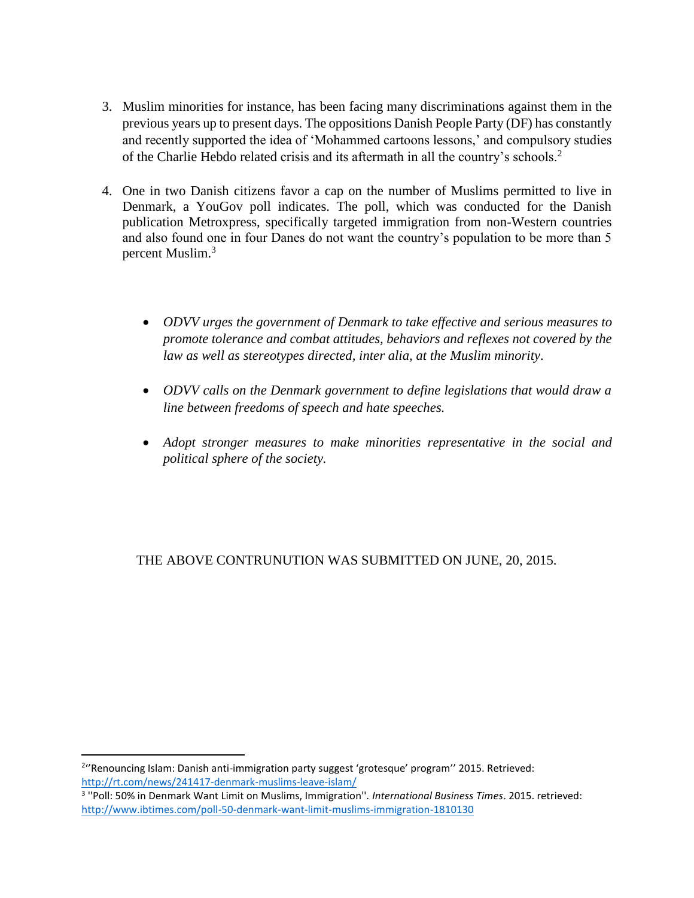3. Muslim minorities for instance, has been facing many discriminations against them in the previous years up to present days. The oppositions Danish People Party (DF) has constantly and recently supported the idea of 'Mohammed cartoons lessons,' and compulsory studies of the Charlie Hebdo related crisis and its aftermath in all the country's schools.[2]

4. One in two Danish citizens favor a cap on the number of Muslims permitted to live in Denmark, a YouGov poll indicates. The poll, which was conducted for the Danish publication Metroxpress, specifically targeted immigration from non-Western countries and also found one in four Danes do not want the country's population to be more than 5 percent Muslim.[3]

- *ODVV urges the government of Denmark to take effective and serious measures to promote tolerance and combat attitudes, behaviors and reflexes not covered by the law as well as stereotypes directed, inter alia, at the Muslim minority.*

- *ODVV calls on the Denmark government to define legislations that would draw a line between freedoms of speech and hate speeches.*

- *Adopt stronger measures to make minorities representative in the social and political sphere of the society.*

THE ABOVE CONTRUNUTION WAS SUBMITTED ON JUNE, 20, 2015.

---

[2] ''Renouncing Islam: Danish anti-immigration party suggest 'grotesque' program'' 2015. Retrieved: http://rt.com/news/241417-denmark-muslims-leave-islam/

[3] ''Poll: 50% in Denmark Want Limit on Muslims, Immigration''. *International Business Times*. 2015. retrieved: http://www.ibtimes.com/poll-50-denmark-want-limit-muslims-immigration-1810130